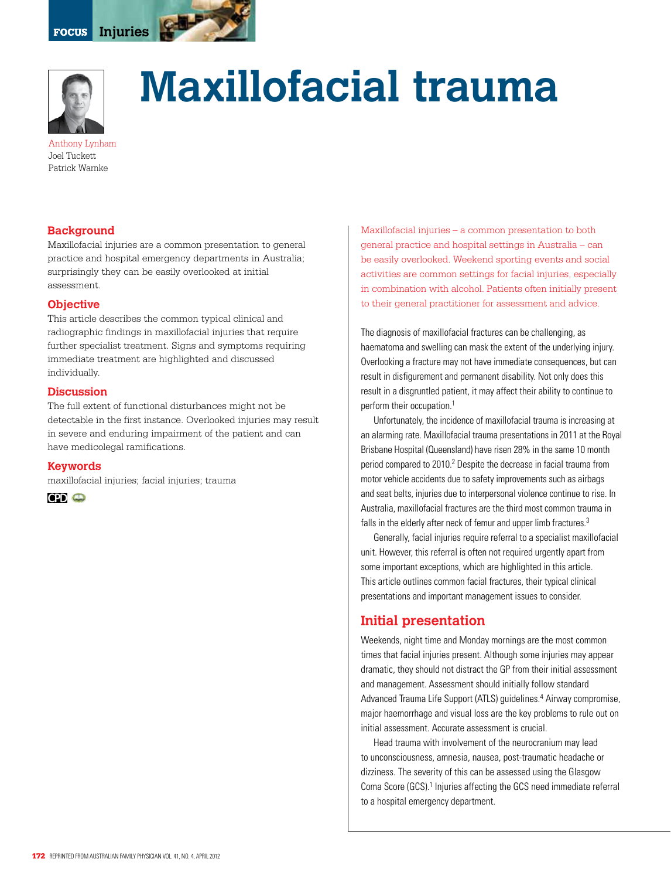# Maxillofacial trauma

Anthony Lynham
Joel Tuckett
Patrick Warnke

## Background

Maxillofacial injuries are a common presentation to general practice and hospital emergency departments in Australia; surprisingly they can be easily overlooked at initial assessment.

## Objective

This article describes the common typical clinical and radiographic findings in maxillofacial injuries that require further specialist treatment. Signs and symptoms requiring immediate treatment are highlighted and discussed individually.

## Discussion

The full extent of functional disturbances might not be detectable in the first instance. Overlooked injuries may result in severe and enduring impairment of the patient and can have medicolegal ramifications.

## Keywords

maxillofacial injuries; facial injuries; trauma

Maxillofacial injuries – a common presentation to both general practice and hospital settings in Australia – can be easily overlooked. Weekend sporting events and social activities are common settings for facial injuries, especially in combination with alcohol. Patients often initially present to their general practitioner for assessment and advice.

The diagnosis of maxillofacial fractures can be challenging, as haematoma and swelling can mask the extent of the underlying injury. Overlooking a fracture may not have immediate consequences, but can result in disfigurement and permanent disability. Not only does this result in a disgruntled patient, it may affect their ability to continue to perform their occupation.[1]

Unfortunately, the incidence of maxillofacial trauma is increasing at an alarming rate. Maxillofacial trauma presentations in 2011 at the Royal Brisbane Hospital (Queensland) have risen 28% in the same 10 month period compared to 2010.[2] Despite the decrease in facial trauma from motor vehicle accidents due to safety improvements such as airbags and seat belts, injuries due to interpersonal violence continue to rise. In Australia, maxillofacial fractures are the third most common trauma in falls in the elderly after neck of femur and upper limb fractures.[3]

Generally, facial injuries require referral to a specialist maxillofacial unit. However, this referral is often not required urgently apart from some important exceptions, which are highlighted in this article. This article outlines common facial fractures, their typical clinical presentations and important management issues to consider.

## Initial presentation

Weekends, night time and Monday mornings are the most common times that facial injuries present. Although some injuries may appear dramatic, they should not distract the GP from their initial assessment and management. Assessment should initially follow standard Advanced Trauma Life Support (ATLS) guidelines.[4] Airway compromise, major haemorrhage and visual loss are the key problems to rule out on initial assessment. Accurate assessment is crucial.

Head trauma with involvement of the neurocranium may lead to unconsciousness, amnesia, nausea, post-traumatic headache or dizziness. The severity of this can be assessed using the Glasgow Coma Score (GCS).[1] Injuries affecting the GCS need immediate referral to a hospital emergency department.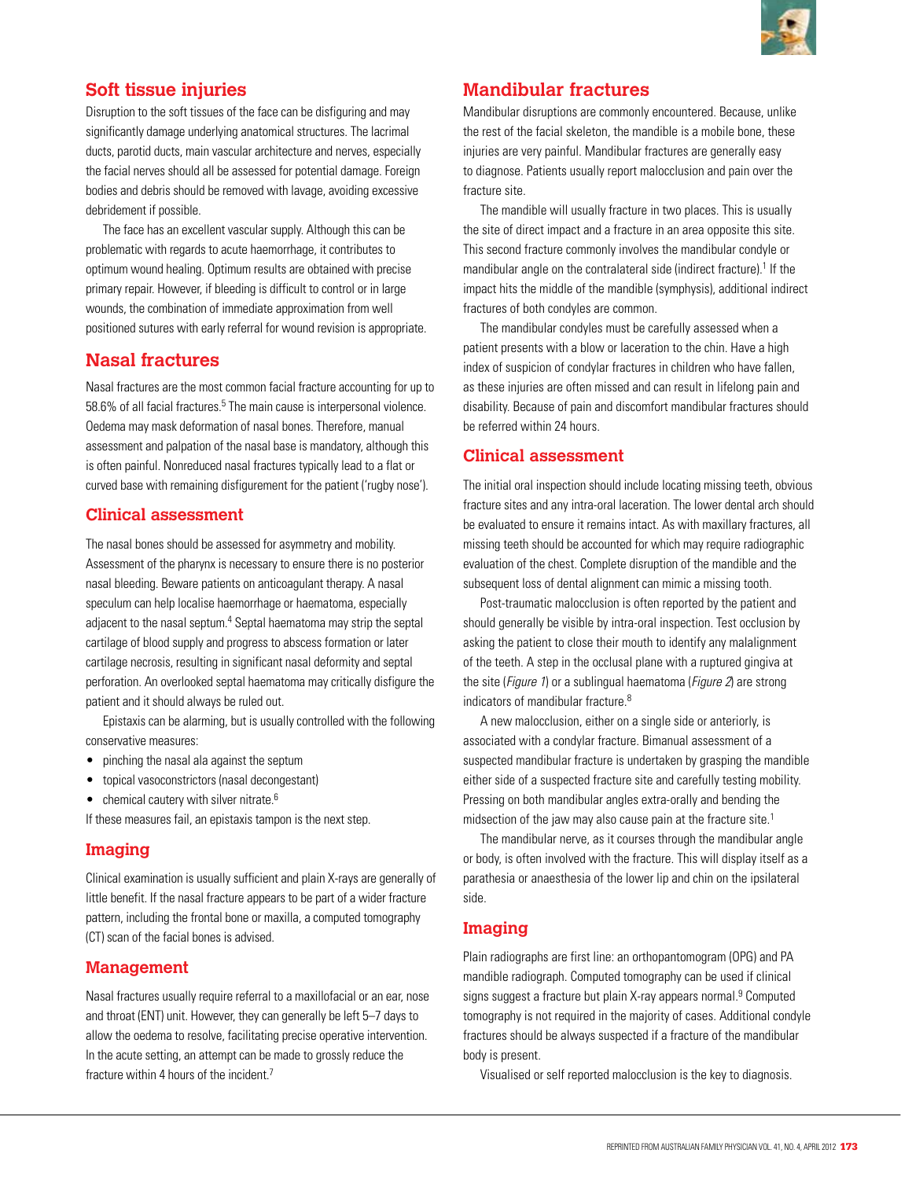## Soft tissue injuries

Disruption to the soft tissues of the face can be disfiguring and may significantly damage underlying anatomical structures. The lacrimal ducts, parotid ducts, main vascular architecture and nerves, especially the facial nerves should all be assessed for potential damage. Foreign bodies and debris should be removed with lavage, avoiding excessive debridement if possible.

The face has an excellent vascular supply. Although this can be problematic with regards to acute haemorrhage, it contributes to optimum wound healing. Optimum results are obtained with precise primary repair. However, if bleeding is difficult to control or in large wounds, the combination of immediate approximation from well positioned sutures with early referral for wound revision is appropriate.

## Nasal fractures

Nasal fractures are the most common facial fracture accounting for up to 58.6% of all facial fractures.[5] The main cause is interpersonal violence. Oedema may mask deformation of nasal bones. Therefore, manual assessment and palpation of the nasal base is mandatory, although this is often painful. Nonreduced nasal fractures typically lead to a flat or curved base with remaining disfigurement for the patient ('rugby nose').

### Clinical assessment

The nasal bones should be assessed for asymmetry and mobility. Assessment of the pharynx is necessary to ensure there is no posterior nasal bleeding. Beware patients on anticoagulant therapy. A nasal speculum can help localise haemorrhage or haematoma, especially adjacent to the nasal septum.[4] Septal haematoma may strip the septal cartilage of blood supply and progress to abscess formation or later cartilage necrosis, resulting in significant nasal deformity and septal perforation. An overlooked septal haematoma may critically disfigure the patient and it should always be ruled out.

Epistaxis can be alarming, but is usually controlled with the following conservative measures:

- pinching the nasal ala against the septum
- topical vasoconstrictors (nasal decongestant)
- chemical cautery with silver nitrate.[6]

If these measures fail, an epistaxis tampon is the next step.

### Imaging

Clinical examination is usually sufficient and plain X-rays are generally of little benefit. If the nasal fracture appears to be part of a wider fracture pattern, including the frontal bone or maxilla, a computed tomography (CT) scan of the facial bones is advised.

### Management

Nasal fractures usually require referral to a maxillofacial or an ear, nose and throat (ENT) unit. However, they can generally be left 5–7 days to allow the oedema to resolve, facilitating precise operative intervention. In the acute setting, an attempt can be made to grossly reduce the fracture within 4 hours of the incident.[7]

## Mandibular fractures

Mandibular disruptions are commonly encountered. Because, unlike the rest of the facial skeleton, the mandible is a mobile bone, these injuries are very painful. Mandibular fractures are generally easy to diagnose. Patients usually report malocclusion and pain over the fracture site.

The mandible will usually fracture in two places. This is usually the site of direct impact and a fracture in an area opposite this site. This second fracture commonly involves the mandibular condyle or mandibular angle on the contralateral side (indirect fracture).[1] If the impact hits the middle of the mandible (symphysis), additional indirect fractures of both condyles are common.

The mandibular condyles must be carefully assessed when a patient presents with a blow or laceration to the chin. Have a high index of suspicion of condylar fractures in children who have fallen, as these injuries are often missed and can result in lifelong pain and disability. Because of pain and discomfort mandibular fractures should be referred within 24 hours.

### Clinical assessment

The initial oral inspection should include locating missing teeth, obvious fracture sites and any intra-oral laceration. The lower dental arch should be evaluated to ensure it remains intact. As with maxillary fractures, all missing teeth should be accounted for which may require radiographic evaluation of the chest. Complete disruption of the mandible and the subsequent loss of dental alignment can mimic a missing tooth.

Post-traumatic malocclusion is often reported by the patient and should generally be visible by intra-oral inspection. Test occlusion by asking the patient to close their mouth to identify any malalignment of the teeth. A step in the occlusal plane with a ruptured gingiva at the site (*Figure 1*) or a sublingual haematoma (*Figure 2*) are strong indicators of mandibular fracture.[8]

A new malocclusion, either on a single side or anteriorly, is associated with a condylar fracture. Bimanual assessment of a suspected mandibular fracture is undertaken by grasping the mandible either side of a suspected fracture site and carefully testing mobility. Pressing on both mandibular angles extra-orally and bending the midsection of the jaw may also cause pain at the fracture site.[1]

The mandibular nerve, as it courses through the mandibular angle or body, is often involved with the fracture. This will display itself as a parathesia or anaesthesia of the lower lip and chin on the ipsilateral side.

### Imaging

Plain radiographs are first line: an orthopantomogram (OPG) and PA mandible radiograph. Computed tomography can be used if clinical signs suggest a fracture but plain X-ray appears normal.[9] Computed tomography is not required in the majority of cases. Additional condyle fractures should be always suspected if a fracture of the mandibular body is present.

Visualised or self reported malocclusion is the key to diagnosis.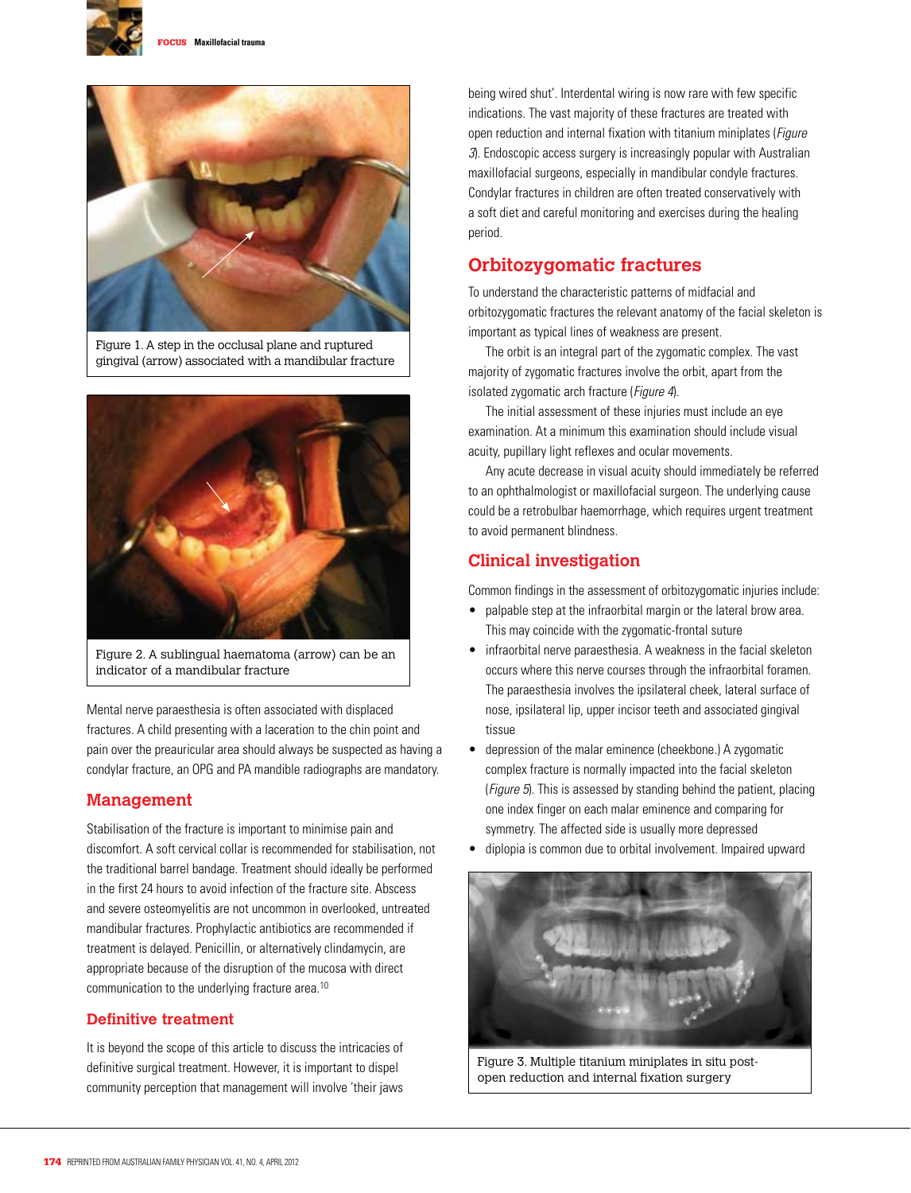Figure 1. A step in the occlusal plane and ruptured gingival (arrow) associated with a mandibular fracture

Figure 2. A sublingual haematoma (arrow) can be an indicator of a mandibular fracture

Mental nerve paraesthesia is often associated with displaced fractures. A child presenting with a laceration to the chin point and pain over the preauricular area should always be suspected as having a condylar fracture, an OPG and PA mandible radiographs are mandatory.

## Management

Stabilisation of the fracture is important to minimise pain and discomfort. A soft cervical collar is recommended for stabilisation, not the traditional barrel bandage. Treatment should ideally be performed in the first 24 hours to avoid infection of the fracture site. Abscess and severe osteomyelitis are not uncommon in overlooked, untreated mandibular fractures. Prophylactic antibiotics are recommended if treatment is delayed. Penicillin, or alternatively clindamycin, are appropriate because of the disruption of the mucosa with direct communication to the underlying fracture area.[10]

### Definitive treatment

It is beyond the scope of this article to discuss the intricacies of definitive surgical treatment. However, it is important to dispel community perception that management will involve 'their jaws being wired shut'. Interdental wiring is now rare with few specific indications. The vast majority of these fractures are treated with open reduction and internal fixation with titanium miniplates (*Figure 3*). Endoscopic access surgery is increasingly popular with Australian maxillofacial surgeons, especially in mandibular condyle fractures. Condylar fractures in children are often treated conservatively with a soft diet and careful monitoring and exercises during the healing period.

## Orbitozygomatic fractures

To understand the characteristic patterns of midfacial and orbitozygomatic fractures the relevant anatomy of the facial skeleton is important as typical lines of weakness are present.

The orbit is an integral part of the zygomatic complex. The vast majority of zygomatic fractures involve the orbit, apart from the isolated zygomatic arch fracture (*Figure 4*).

The initial assessment of these injuries must include an eye examination. At a minimum this examination should include visual acuity, pupillary light reflexes and ocular movements.

Any acute decrease in visual acuity should immediately be referred to an ophthalmologist or maxillofacial surgeon. The underlying cause could be a retrobulbar haemorrhage, which requires urgent treatment to avoid permanent blindness.

## Clinical investigation

Common findings in the assessment of orbitozygomatic injuries include:

- palpable step at the infraorbital margin or the lateral brow area. This may coincide with the zygomatic-frontal suture
- infraorbital nerve paraesthesia. A weakness in the facial skeleton occurs where this nerve courses through the infraorbital foramen. The paraesthesia involves the ipsilateral cheek, lateral surface of nose, ipsilateral lip, upper incisor teeth and associated gingival tissue
- depression of the malar eminence (cheekbone.) A zygomatic complex fracture is normally impacted into the facial skeleton (*Figure 5*). This is assessed by standing behind the patient, placing one index finger on each malar eminence and comparing for symmetry. The affected side is usually more depressed
- diplopia is common due to orbital involvement. Impaired upward

Figure 3. Multiple titanium miniplates in situ post-open reduction and internal fixation surgery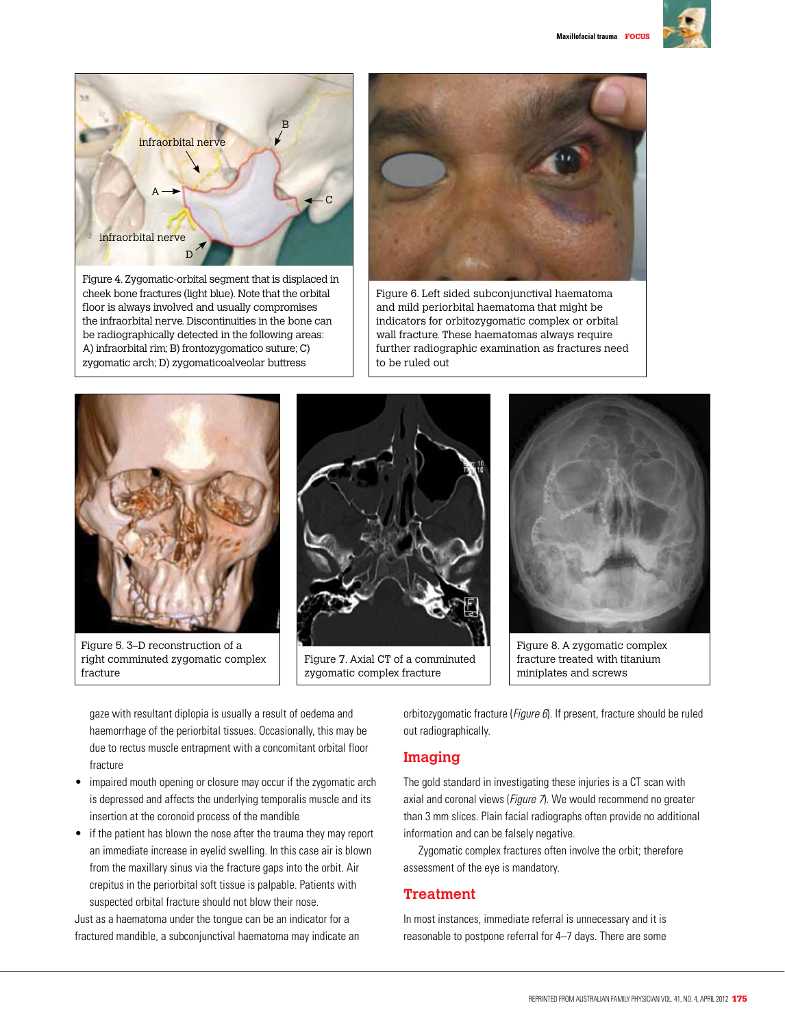Figure 4. Zygomatic-orbital segment that is displaced in cheek bone fractures (light blue). Note that the orbital floor is always involved and usually compromises the infraorbital nerve. Discontinuities in the bone can be radiographically detected in the following areas: A) infraorbital rim; B) frontozygomatico suture; C) zygomatic arch; D) zygomaticoalveolar buttress

Figure 6. Left sided subconjunctival haematoma and mild periorbital haematoma that might be indicators for orbitozygomatic complex or orbital wall fracture. These haematomas always require further radiographic examination as fractures need to be ruled out

Figure 5. 3–D reconstruction of a right comminuted zygomatic complex fracture

Figure 7. Axial CT of a comminuted zygomatic complex fracture

Figure 8. A zygomatic complex fracture treated with titanium miniplates and screws

gaze with resultant diplopia is usually a result of oedema and haemorrhage of the periorbital tissues. Occasionally, this may be due to rectus muscle entrapment with a concomitant orbital floor fracture

- impaired mouth opening or closure may occur if the zygomatic arch is depressed and affects the underlying temporalis muscle and its insertion at the coronoid process of the mandible
- if the patient has blown the nose after the trauma they may report an immediate increase in eyelid swelling. In this case air is blown from the maxillary sinus via the fracture gaps into the orbit. Air crepitus in the periorbital soft tissue is palpable. Patients with suspected orbital fracture should not blow their nose.

Just as a haematoma under the tongue can be an indicator for a fractured mandible, a subconjunctival haematoma may indicate an orbitozygomatic fracture (*Figure 6*). If present, fracture should be ruled out radiographically.

## Imaging

The gold standard in investigating these injuries is a CT scan with axial and coronal views (*Figure 7*). We would recommend no greater than 3 mm slices. Plain facial radiographs often provide no additional information and can be falsely negative.

Zygomatic complex fractures often involve the orbit; therefore assessment of the eye is mandatory.

## Treatment

In most instances, immediate referral is unnecessary and it is reasonable to postpone referral for 4–7 days. There are some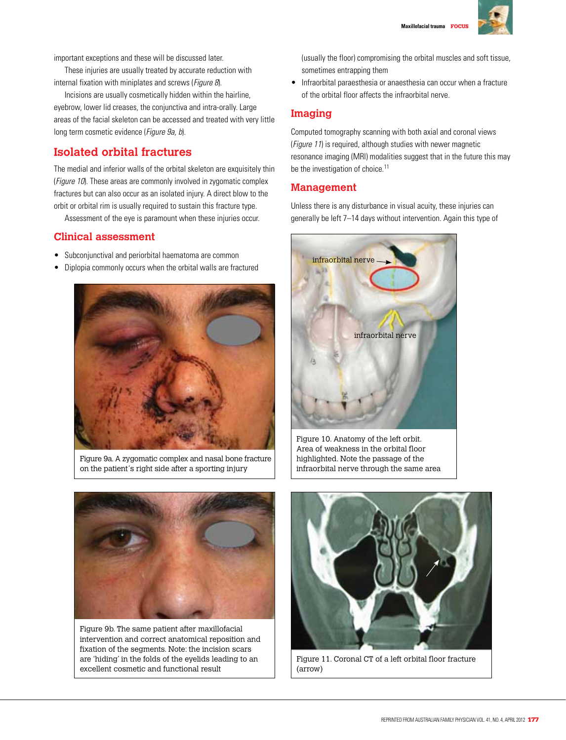important exceptions and these will be discussed later.

These injuries are usually treated by accurate reduction with internal fixation with miniplates and screws (*Figure 8*).

Incisions are usually cosmetically hidden within the hairline, eyebrow, lower lid creases, the conjunctiva and intra-orally. Large areas of the facial skeleton can be accessed and treated with very little long term cosmetic evidence (*Figure 9a, b*).

## Isolated orbital fractures

The medial and inferior walls of the orbital skeleton are exquisitely thin (*Figure 10*). These areas are commonly involved in zygomatic complex fractures but can also occur as an isolated injury. A direct blow to the orbit or orbital rim is usually required to sustain this fracture type.

Assessment of the eye is paramount when these injuries occur.

## Clinical assessment

- Subconjunctival and periorbital haematoma are common
- Diplopia commonly occurs when the orbital walls are fractured (usually the floor) compromising the orbital muscles and soft tissue, sometimes entrapping them
- Infraorbital paraesthesia or anaesthesia can occur when a fracture of the orbital floor affects the infraorbital nerve.

## Imaging

Computed tomography scanning with both axial and coronal views (*Figure 11*) is required, although studies with newer magnetic resonance imaging (MRI) modalities suggest that in the future this may be the investigation of choice.[11]

## Management

Unless there is any disturbance in visual acuity, these injuries can generally be left 7–14 days without intervention. Again this type of

Figure 9a. A zygomatic complex and nasal bone fracture on the patient´s right side after a sporting injury

Figure 10. Anatomy of the left orbit. Area of weakness in the orbital floor highlighted. Note the passage of the infraorbital nerve through the same area

Figure 9b. The same patient after maxillofacial intervention and correct anatomical reposition and fixation of the segments. Note: the incision scars are 'hiding' in the folds of the eyelids leading to an excellent cosmetic and functional result

Figure 11. Coronal CT of a left orbital floor fracture (arrow)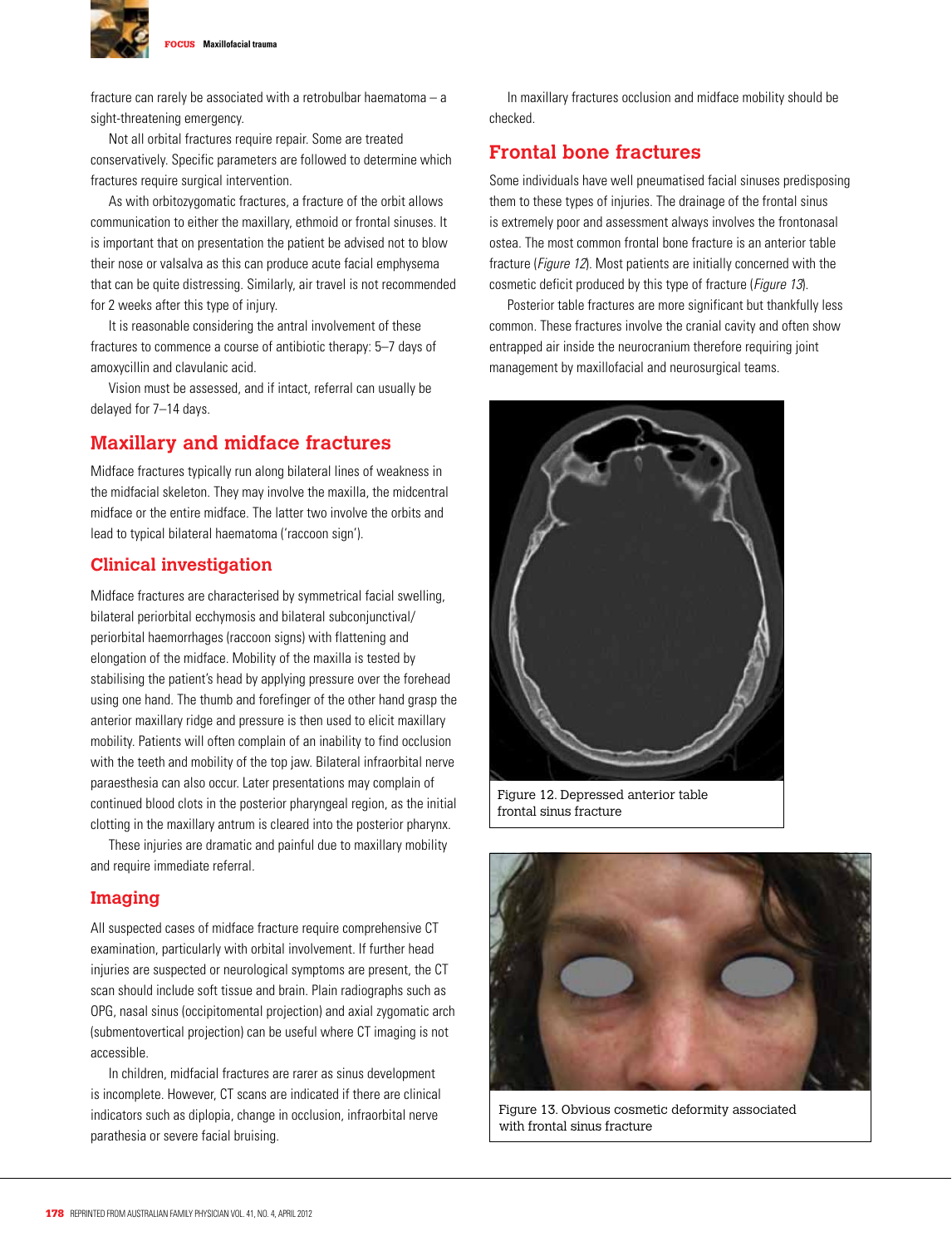fracture can rarely be associated with a retrobulbar haematoma – a sight-threatening emergency.

Not all orbital fractures require repair. Some are treated conservatively. Specific parameters are followed to determine which fractures require surgical intervention.

As with orbitozygomatic fractures, a fracture of the orbit allows communication to either the maxillary, ethmoid or frontal sinuses. It is important that on presentation the patient be advised not to blow their nose or valsalva as this can produce acute facial emphysema that can be quite distressing. Similarly, air travel is not recommended for 2 weeks after this type of injury.

It is reasonable considering the antral involvement of these fractures to commence a course of antibiotic therapy: 5–7 days of amoxycillin and clavulanic acid.

Vision must be assessed, and if intact, referral can usually be delayed for 7–14 days.

## Maxillary and midface fractures

Midface fractures typically run along bilateral lines of weakness in the midfacial skeleton. They may involve the maxilla, the midcentral midface or the entire midface. The latter two involve the orbits and lead to typical bilateral haematoma ('raccoon sign').

## Clinical investigation

Midface fractures are characterised by symmetrical facial swelling, bilateral periorbital ecchymosis and bilateral subconjunctival/periorbital haemorrhages (raccoon signs) with flattening and elongation of the midface. Mobility of the maxilla is tested by stabilising the patient's head by applying pressure over the forehead using one hand. The thumb and forefinger of the other hand grasp the anterior maxillary ridge and pressure is then used to elicit maxillary mobility. Patients will often complain of an inability to find occlusion with the teeth and mobility of the top jaw. Bilateral infraorbital nerve paraesthesia can also occur. Later presentations may complain of continued blood clots in the posterior pharyngeal region, as the initial clotting in the maxillary antrum is cleared into the posterior pharynx.

These injuries are dramatic and painful due to maxillary mobility and require immediate referral.

## Imaging

All suspected cases of midface fracture require comprehensive CT examination, particularly with orbital involvement. If further head injuries are suspected or neurological symptoms are present, the CT scan should include soft tissue and brain. Plain radiographs such as OPG, nasal sinus (occipitomental projection) and axial zygomatic arch (submentovertical projection) can be useful where CT imaging is not accessible.

In children, midfacial fractures are rarer as sinus development is incomplete. However, CT scans are indicated if there are clinical indicators such as diplopia, change in occlusion, infraorbital nerve parathesia or severe facial bruising.

In maxillary fractures occlusion and midface mobility should be checked.

## Frontal bone fractures

Some individuals have well pneumatised facial sinuses predisposing them to these types of injuries. The drainage of the frontal sinus is extremely poor and assessment always involves the frontonasal ostea. The most common frontal bone fracture is an anterior table fracture (*Figure 12*). Most patients are initially concerned with the cosmetic deficit produced by this type of fracture (*Figure 13*).

Posterior table fractures are more significant but thankfully less common. These fractures involve the cranial cavity and often show entrapped air inside the neurocranium therefore requiring joint management by maxillofacial and neurosurgical teams.

Figure 12. Depressed anterior table frontal sinus fracture

Figure 13. Obvious cosmetic deformity associated with frontal sinus fracture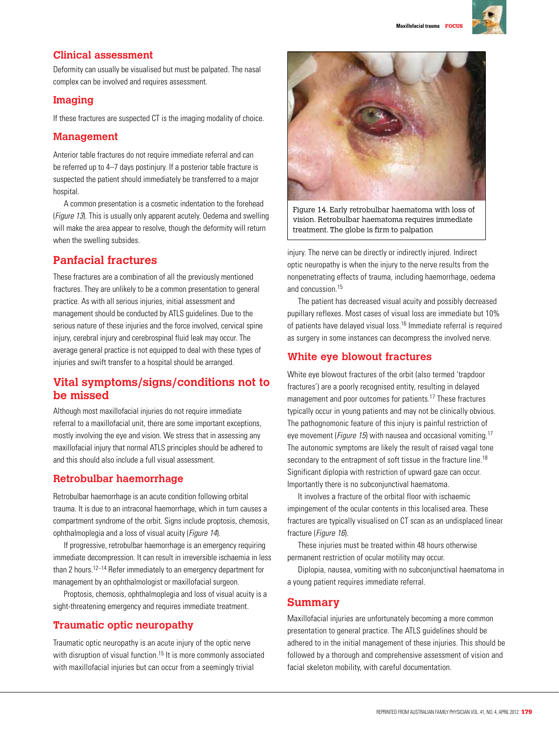## Clinical assessment

Deformity can usually be visualised but must be palpated. The nasal complex can be involved and requires assessment.

## Imaging

If these fractures are suspected CT is the imaging modality of choice.

## Management

Anterior table fractures do not require immediate referral and can be referred up to 4–7 days postinjury. If a posterior table fracture is suspected the patient should immediately be transferred to a major hospital.

A common presentation is a cosmetic indentation to the forehead (*Figure 13*). This is usually only apparent acutely. Oedema and swelling will make the area appear to resolve, though the deformity will return when the swelling subsides.

# Panfacial fractures

These fractures are a combination of all the previously mentioned fractures. They are unlikely to be a common presentation to general practice. As with all serious injuries, initial assessment and management should be conducted by ATLS guidelines. Due to the serious nature of these injuries and the force involved, cervical spine injury, cerebral injury and cerebrospinal fluid leak may occur. The average general practice is not equipped to deal with these types of injuries and swift transfer to a hospital should be arranged.

# Vital symptoms/signs/conditions not to be missed

Although most maxillofacial injuries do not require immediate referral to a maxillofacial unit, there are some important exceptions, mostly involving the eye and vision. We stress that in assessing any maxillofacial injury that normal ATLS principles should be adhered to and this should also include a full visual assessment.

## Retrobulbar haemorrhage

Retrobulbar haemorrhage is an acute condition following orbital trauma. It is due to an intraconal haemorrhage, which in turn causes a compartment syndrome of the orbit. Signs include proptosis, chemosis, ophthalmoplegia and a loss of visual acuity (*Figure 14*).

If progressive, retrobulbar haemorrhage is an emergency requiring immediate decompression. It can result in irreversible ischaemia in less than 2 hours.[12–14] Refer immediately to an emergency department for management by an ophthalmologist or maxillofacial surgeon.

Proptosis, chemosis, ophthalmoplegia and loss of visual acuity is a sight-threatening emergency and requires immediate treatment.

Figure 14. Early retrobulbar haematoma with loss of vision. Retrobulbar haematoma requires immediate treatment. The globe is firm to palpation

## Traumatic optic neuropathy

Traumatic optic neuropathy is an acute injury of the optic nerve with disruption of visual function.[15] It is more commonly associated with maxillofacial injuries but can occur from a seemingly trivial injury. The nerve can be directly or indirectly injured. Indirect optic neuropathy is when the injury to the nerve results from the nonpenetrating effects of trauma, including haemorrhage, oedema and concussion.[15]

The patient has decreased visual acuity and possibly decreased pupillary reflexes. Most cases of visual loss are immediate but 10% of patients have delayed visual loss.[16] Immediate referral is required as surgery in some instances can decompress the involved nerve.

## White eye blowout fractures

White eye blowout fractures of the orbit (also termed 'trapdoor fractures') are a poorly recognised entity, resulting in delayed management and poor outcomes for patients.[17] These fractures typically occur in young patients and may not be clinically obvious. The pathognomonic feature of this injury is painful restriction of eye movement (*Figure 15*) with nausea and occasional vomiting.[17] The autonomic symptoms are likely the result of raised vagal tone secondary to the entrapment of soft tissue in the fracture line.[18] Significant diplopia with restriction of upward gaze can occur. Importantly there is no subconjunctival haematoma.

It involves a fracture of the orbital floor with ischaemic impingement of the ocular contents in this localised area. These fractures are typically visualised on CT scan as an undisplaced linear fracture (*Figure 16*).

These injuries must be treated within 48 hours otherwise permanent restriction of ocular motility may occur.

Diplopia, nausea, vomiting with no subconjunctival haematoma in a young patient requires immediate referral.

# Summary

Maxillofacial injuries are unfortunately becoming a more common presentation to general practice. The ATLS guidelines should be adhered to in the initial management of these injuries. This should be followed by a thorough and comprehensive assessment of vision and facial skeleton mobility, with careful documentation.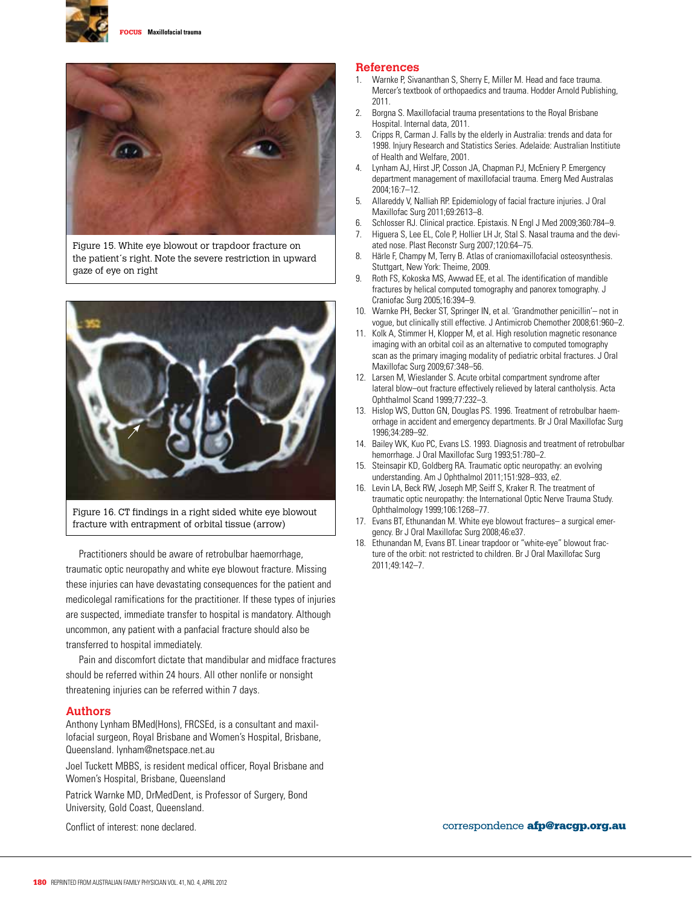Figure 15. White eye blowout or trapdoor fracture on the patient´s right. Note the severe restriction in upward gaze of eye on right

Figure 16. CT findings in a right sided white eye blowout fracture with entrapment of orbital tissue (arrow)

Practitioners should be aware of retrobulbar haemorrhage, traumatic optic neuropathy and white eye blowout fracture. Missing these injuries can have devastating consequences for the patient and medicolegal ramifications for the practitioner. If these types of injuries are suspected, immediate transfer to hospital is mandatory. Although uncommon, any patient with a panfacial fracture should also be transferred to hospital immediately.

Pain and discomfort dictate that mandibular and midface fractures should be referred within 24 hours. All other nonlife or nonsight threatening injuries can be referred within 7 days.

## Authors

Anthony Lynham BMed(Hons), FRCSEd, is a consultant and maxillofacial surgeon, Royal Brisbane and Women's Hospital, Brisbane, Queensland. lynham@netspace.net.au

Joel Tuckett MBBS, is resident medical officer, Royal Brisbane and Women's Hospital, Brisbane, Queensland

Patrick Warnke MD, DrMedDent, is Professor of Surgery, Bond University, Gold Coast, Queensland.

Conflict of interest: none declared.

## References

1. Warnke P, Sivananthan S, Sherry E, Miller M. Head and face trauma. Mercer's textbook of orthopaedics and trauma. Hodder Arnold Publishing, 2011.
2. Borgna S. Maxillofacial trauma presentations to the Royal Brisbane Hospital. Internal data, 2011.
3. Cripps R, Carman J. Falls by the elderly in Australia: trends and data for 1998. Injury Research and Statistics Series. Adelaide: Australian Institute of Health and Welfare, 2001.
4. Lynham AJ, Hirst JP, Cosson JA, Chapman PJ, McEniery P. Emergency department management of maxillofacial trauma. Emerg Med Australas 2004;16:7–12.
5. Allareddy V, Nalliah RP. Epidemiology of facial fracture injuries. J Oral Maxillofac Surg 2011;69:2613–8.
6. Schlosser RJ. Clinical practice. Epistaxis. N Engl J Med 2009;360:784–9.
7. Higuera S, Lee EL, Cole P, Hollier LH Jr, Stal S. Nasal trauma and the deviated nose. Plast Reconstr Surg 2007;120:64–75.
8. Härle F, Champy M, Terry B. Atlas of craniomaxillofacial osteosynthesis. Stuttgart, New York: Theime, 2009.
9. Roth FS, Kokoska MS, Awwad EE, et al. The identification of mandible fractures by helical computed tomography and panorex tomography. J Craniofac Surg 2005;16:394–9.
10. Warnke PH, Becker ST, Springer IN, et al. 'Grandmother penicillin'– not in vogue, but clinically still effective. J Antimicrob Chemother 2008;61:960–2.
11. Kolk A, Stimmer H, Klopper M, et al. High resolution magnetic resonance imaging with an orbital coil as an alternative to computed tomography scan as the primary imaging modality of pediatric orbital fractures. J Oral Maxillofac Surg 2009;67:348–56.
12. Larsen M, Wieslander S. Acute orbital compartment syndrome after lateral blow–out fracture effectively relieved by lateral cantholysis. Acta Ophthalmol Scand 1999;77:232–3.
13. Hislop WS, Dutton GN, Douglas PS. 1996. Treatment of retrobulbar haemorrhage in accident and emergency departments. Br J Oral Maxillofac Surg 1996;34:289–92.
14. Bailey WK, Kuo PC, Evans LS. 1993. Diagnosis and treatment of retrobulbar hemorrhage. J Oral Maxillofac Surg 1993;51:780–2.
15. Steinsapir KD, Goldberg RA. Traumatic optic neuropathy: an evolving understanding. Am J Ophthalmol 2011;151:928–933, e2.
16. Levin LA, Beck RW, Joseph MP, Seiff S, Kraker R. The treatment of traumatic optic neuropathy: the International Optic Nerve Trauma Study. Ophthalmology 1999;106:1268–77.
17. Evans BT, Ethunandan M. White eye blowout fractures– a surgical emergency. Br J Oral Maxillofac Surg 2008;46:e37.
18. Ethunandan M, Evans BT. Linear trapdoor or "white-eye" blowout fracture of the orbit: not restricted to children. Br J Oral Maxillofac Surg 2011;49:142–7.

correspondence **afp@racgp.org.au**